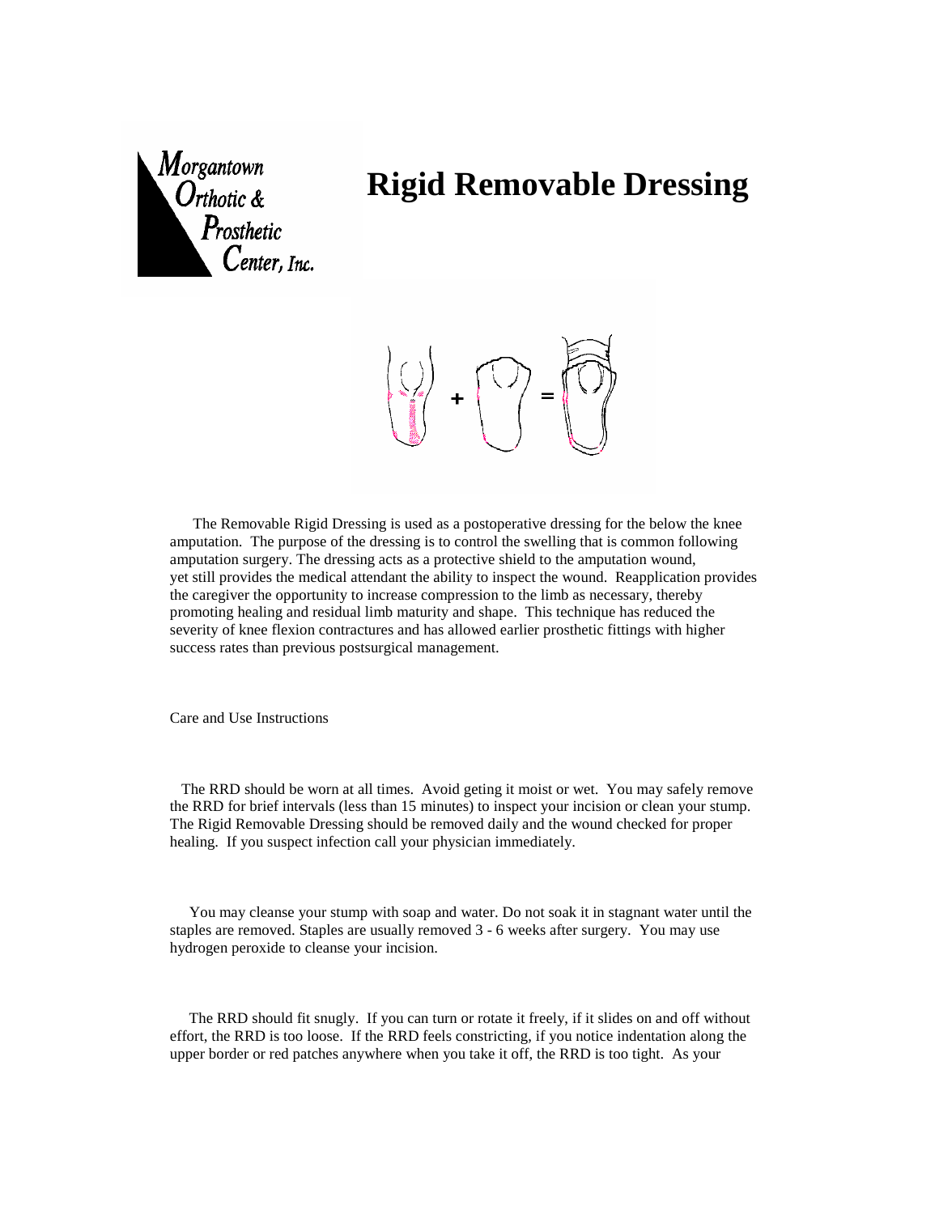Morgantown Orthotic & Prosthetic Center, Inc.

# Rigid Removable Dressing

The Removable Rigid Dressing is used as a postoperative dressing for the below the knee amputation. The purpose of the dressing is to control the swelling that is common following amputation surgery. The dressing acts as a protective shield to the amputation wound, yet still provides the medical attendant the ability to inspect the wound. Reapplication provides the caregiver the opportunity to increase compression to the limb as necessary, thereby promoting healing and residual limb maturity and shape. This technique has reduced the severity of knee flexion contractures and has allowed earlier prosthetic fittings with higher success rates than previous postsurgical management.

Care and Use Instructions

The RRD should be worn at all times. Avoid geting it moist or wet. You may safely remove the RRD for brief intervals (less than 15 minutes) to inspect your incision or clean your stump. The Rigid Removable Dressing should be removed daily and the wound checked for proper healing. If you suspect infection call your physician immediately.

You may cleanse your stump with soap and water. Do not soak it in stagnant water until the staples are removed. Staples are usually removed 3 - 6 weeks after surgery. You may use hydrogen peroxide to cleanse your incision.

The RRD should fit snugly. If you can turn or rotate it freely, if it slides on and off without effort, the RRD is too loose. If the RRD feels constricting, if you notice indentation along the upper border or red patches anywhere when you take it off, the RRD is too tight. As your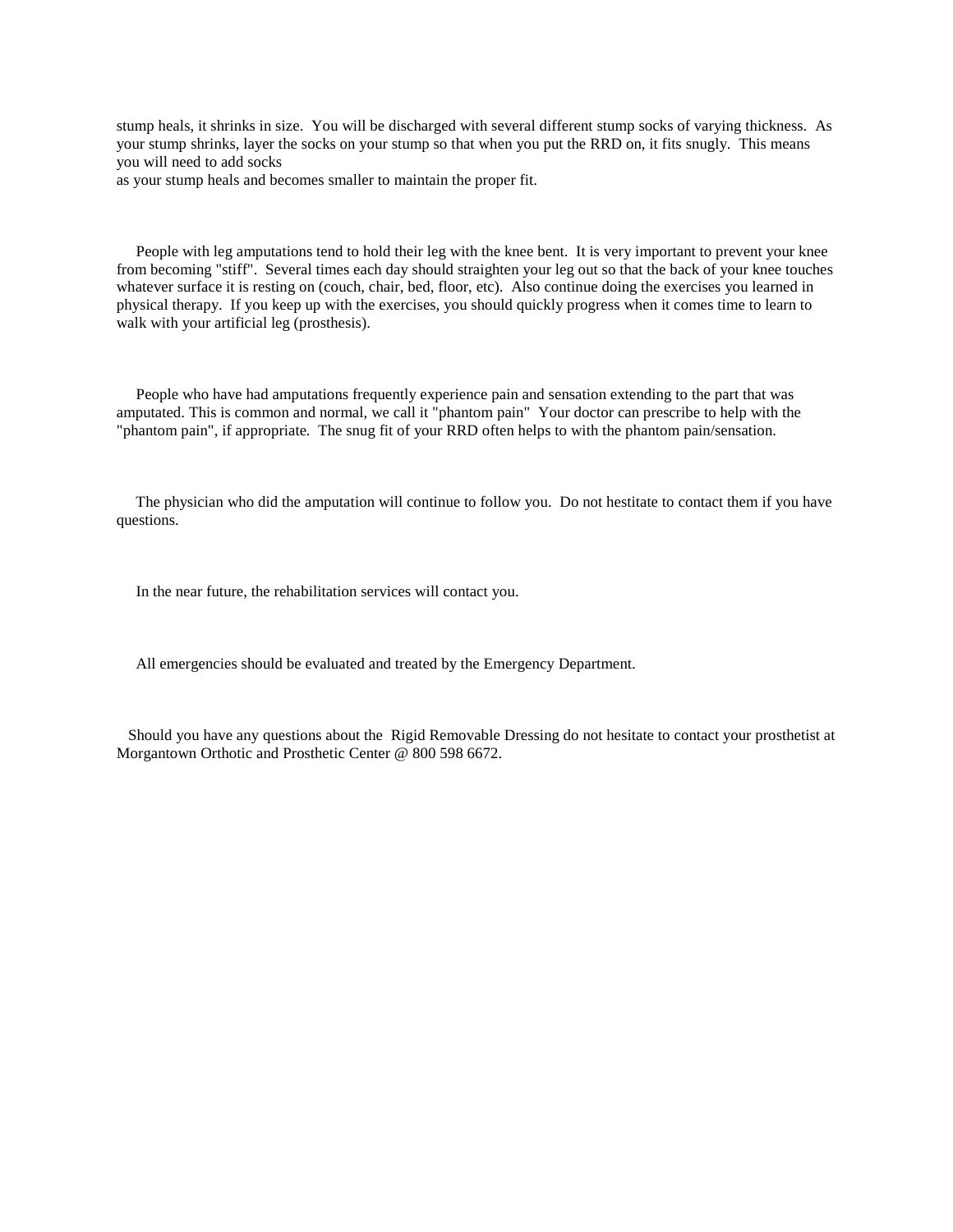stump heals, it shrinks in size. You will be discharged with several different stump socks of varying thickness. As your stump shrinks, layer the socks on your stump so that when you put the RRD on, it fits snugly. This means you will need to add socks
as your stump heals and becomes smaller to maintain the proper fit.

People with leg amputations tend to hold their leg with the knee bent. It is very important to prevent your knee from becoming "stiff". Several times each day should straighten your leg out so that the back of your knee touches whatever surface it is resting on (couch, chair, bed, floor, etc). Also continue doing the exercises you learned in physical therapy. If you keep up with the exercises, you should quickly progress when it comes time to learn to walk with your artificial leg (prosthesis).

People who have had amputations frequently experience pain and sensation extending to the part that was amputated. This is common and normal, we call it "phantom pain" Your doctor can prescribe to help with the "phantom pain", if appropriate. The snug fit of your RRD often helps to with the phantom pain/sensation.

The physician who did the amputation will continue to follow you. Do not hestitate to contact them if you have questions.

In the near future, the rehabilitation services will contact you.

All emergencies should be evaluated and treated by the Emergency Department.

Should you have any questions about the Rigid Removable Dressing do not hesitate to contact your prosthetist at Morgantown Orthotic and Prosthetic Center @ 800 598 6672.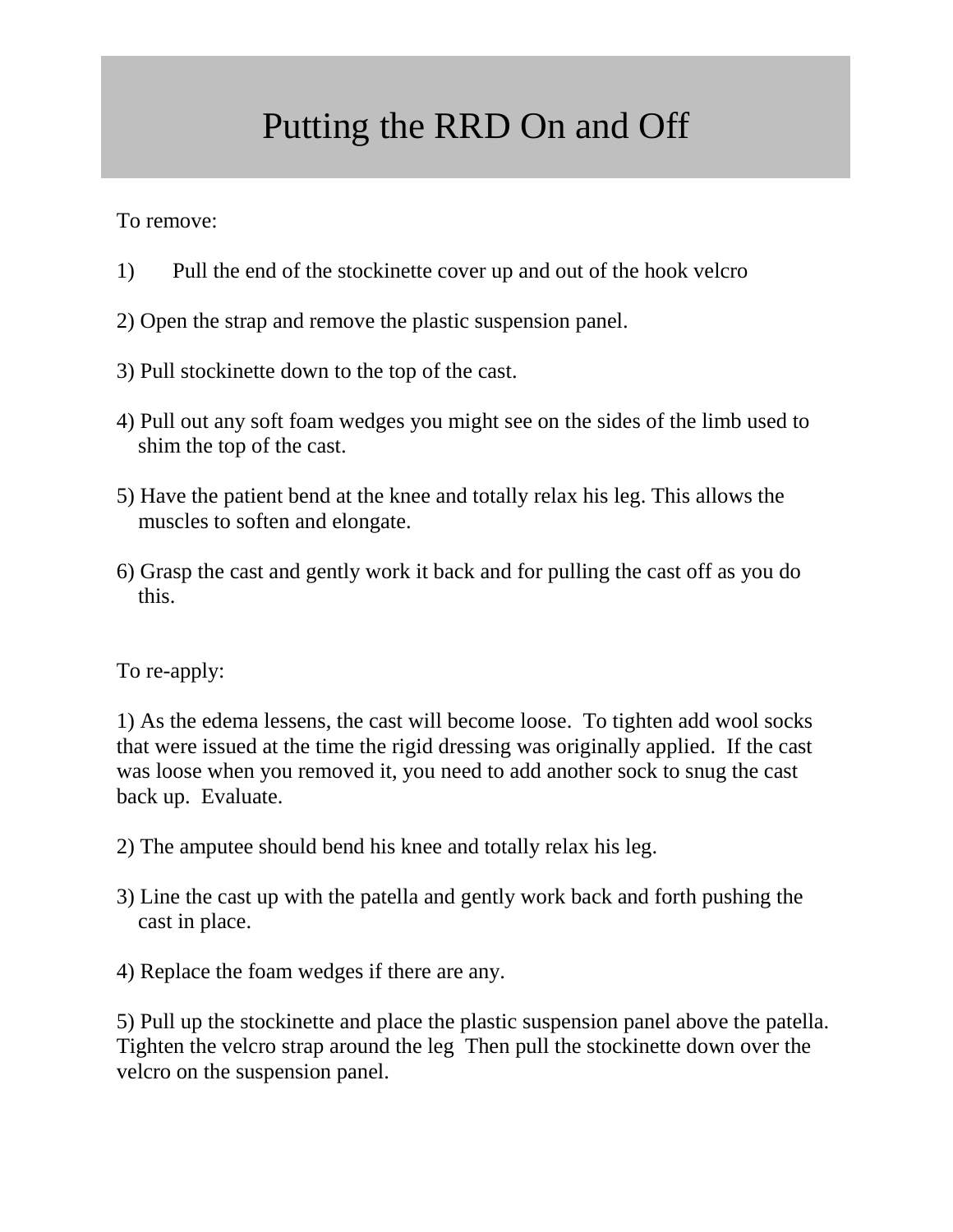# Putting the RRD On and Off

To remove:

1) Pull the end of the stockinette cover up and out of the hook velcro

2) Open the strap and remove the plastic suspension panel.

3) Pull stockinette down to the top of the cast.

4) Pull out any soft foam wedges you might see on the sides of the limb used to shim the top of the cast.

5) Have the patient bend at the knee and totally relax his leg. This allows the muscles to soften and elongate.

6) Grasp the cast and gently work it back and for pulling the cast off as you do this.

To re-apply:

1) As the edema lessens, the cast will become loose. To tighten add wool socks that were issued at the time the rigid dressing was originally applied. If the cast was loose when you removed it, you need to add another sock to snug the cast back up. Evaluate.

2) The amputee should bend his knee and totally relax his leg.

3) Line the cast up with the patella and gently work back and forth pushing the cast in place.

4) Replace the foam wedges if there are any.

5) Pull up the stockinette and place the plastic suspension panel above the patella. Tighten the velcro strap around the leg Then pull the stockinette down over the velcro on the suspension panel.